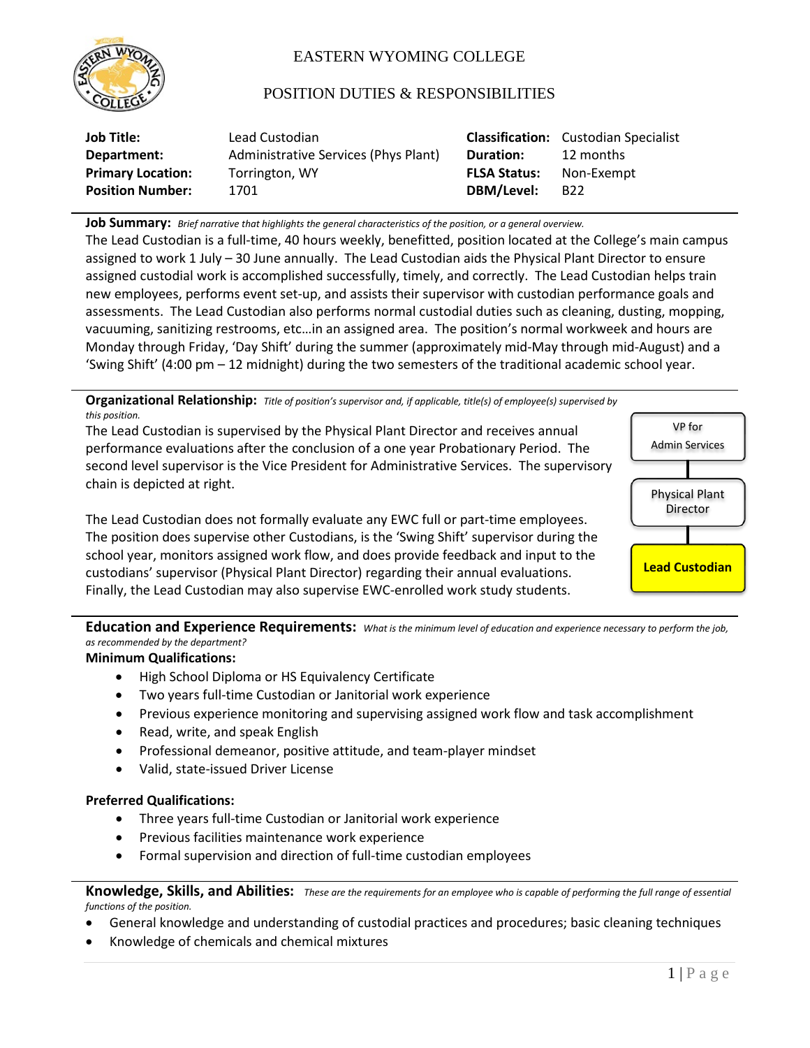# EASTERN WYOMING COLLEGE

## POSITION DUTIES & RESPONSIBILITIES

| | | | |
|---|---|---|---|
| **Job Title:** | Lead Custodian | **Classification:** | Custodian Specialist |
| **Department:** | Administrative Services (Phys Plant) | **Duration:** | 12 months |
| **Primary Location:** | Torrington, WY | **FLSA Status:** | Non-Exempt |
| **Position Number:** | 1701 | **DBM/Level:** | B22 |

**Job Summary:** *Brief narrative that highlights the general characteristics of the position, or a general overview.*

The Lead Custodian is a full-time, 40 hours weekly, benefitted, position located at the College's main campus assigned to work 1 July – 30 June annually. The Lead Custodian aids the Physical Plant Director to ensure assigned custodial work is accomplished successfully, timely, and correctly. The Lead Custodian helps train new employees, performs event set-up, and assists their supervisor with custodian performance goals and assessments. The Lead Custodian also performs normal custodial duties such as cleaning, dusting, mopping, vacuuming, sanitizing restrooms, etc…in an assigned area. The position's normal workweek and hours are Monday through Friday, 'Day Shift' during the summer (approximately mid-May through mid-August) and a 'Swing Shift' (4:00 pm – 12 midnight) during the two semesters of the traditional academic school year.

**Organizational Relationship:** *Title of position's supervisor and, if applicable, title(s) of employee(s) supervised by this position.*

The Lead Custodian is supervised by the Physical Plant Director and receives annual performance evaluations after the conclusion of a one year Probationary Period. The second level supervisor is the Vice President for Administrative Services. The supervisory chain is depicted at right.

VP for Admin Services → Physical Plant Director → **Lead Custodian**

The Lead Custodian does not formally evaluate any EWC full or part-time employees. The position does supervise other Custodians, is the 'Swing Shift' supervisor during the school year, monitors assigned work flow, and does provide feedback and input to the custodians' supervisor (Physical Plant Director) regarding their annual evaluations. Finally, the Lead Custodian may also supervise EWC-enrolled work study students.

**Education and Experience Requirements:** *What is the minimum level of education and experience necessary to perform the job, as recommended by the department?*

**Minimum Qualifications:**

- High School Diploma or HS Equivalency Certificate
- Two years full-time Custodian or Janitorial work experience
- Previous experience monitoring and supervising assigned work flow and task accomplishment
- Read, write, and speak English
- Professional demeanor, positive attitude, and team-player mindset
- Valid, state-issued Driver License

**Preferred Qualifications:**

- Three years full-time Custodian or Janitorial work experience
- Previous facilities maintenance work experience
- Formal supervision and direction of full-time custodian employees

**Knowledge, Skills, and Abilities:** *These are the requirements for an employee who is capable of performing the full range of essential functions of the position.*

- General knowledge and understanding of custodial practices and procedures; basic cleaning techniques
- Knowledge of chemicals and chemical mixtures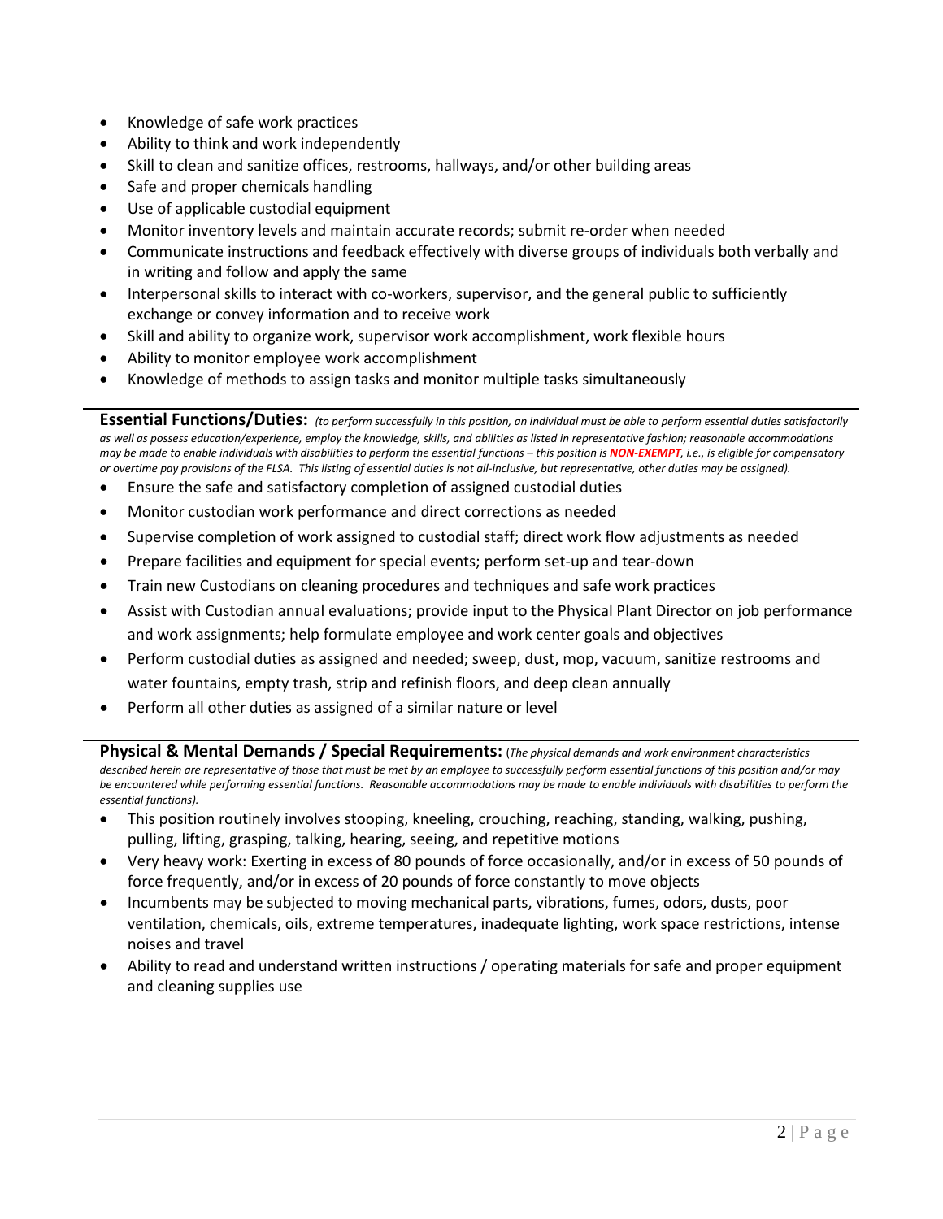- Knowledge of safe work practices
- Ability to think and work independently
- Skill to clean and sanitize offices, restrooms, hallways, and/or other building areas
- Safe and proper chemicals handling
- Use of applicable custodial equipment
- Monitor inventory levels and maintain accurate records; submit re-order when needed
- Communicate instructions and feedback effectively with diverse groups of individuals both verbally and in writing and follow and apply the same
- Interpersonal skills to interact with co-workers, supervisor, and the general public to sufficiently exchange or convey information and to receive work
- Skill and ability to organize work, supervisor work accomplishment, work flexible hours
- Ability to monitor employee work accomplishment
- Knowledge of methods to assign tasks and monitor multiple tasks simultaneously

**Essential Functions/Duties:** *(to perform successfully in this position, an individual must be able to perform essential duties satisfactorily as well as possess education/experience, employ the knowledge, skills, and abilities as listed in representative fashion; reasonable accommodations may be made to enable individuals with disabilities to perform the essential functions – this position is **NON-EXEMPT**, i.e., is eligible for compensatory or overtime pay provisions of the FLSA. This listing of essential duties is not all-inclusive, but representative, other duties may be assigned).*

- Ensure the safe and satisfactory completion of assigned custodial duties
- Monitor custodian work performance and direct corrections as needed
- Supervise completion of work assigned to custodial staff; direct work flow adjustments as needed
- Prepare facilities and equipment for special events; perform set-up and tear-down
- Train new Custodians on cleaning procedures and techniques and safe work practices
- Assist with Custodian annual evaluations; provide input to the Physical Plant Director on job performance and work assignments; help formulate employee and work center goals and objectives
- Perform custodial duties as assigned and needed; sweep, dust, mop, vacuum, sanitize restrooms and water fountains, empty trash, strip and refinish floors, and deep clean annually
- Perform all other duties as assigned of a similar nature or level

**Physical & Mental Demands / Special Requirements:** (*The physical demands and work environment characteristics described herein are representative of those that must be met by an employee to successfully perform essential functions of this position and/or may be encountered while performing essential functions. Reasonable accommodations may be made to enable individuals with disabilities to perform the essential functions).*

- This position routinely involves stooping, kneeling, crouching, reaching, standing, walking, pushing, pulling, lifting, grasping, talking, hearing, seeing, and repetitive motions
- Very heavy work: Exerting in excess of 80 pounds of force occasionally, and/or in excess of 50 pounds of force frequently, and/or in excess of 20 pounds of force constantly to move objects
- Incumbents may be subjected to moving mechanical parts, vibrations, fumes, odors, dusts, poor ventilation, chemicals, oils, extreme temperatures, inadequate lighting, work space restrictions, intense noises and travel
- Ability to read and understand written instructions / operating materials for safe and proper equipment and cleaning supplies use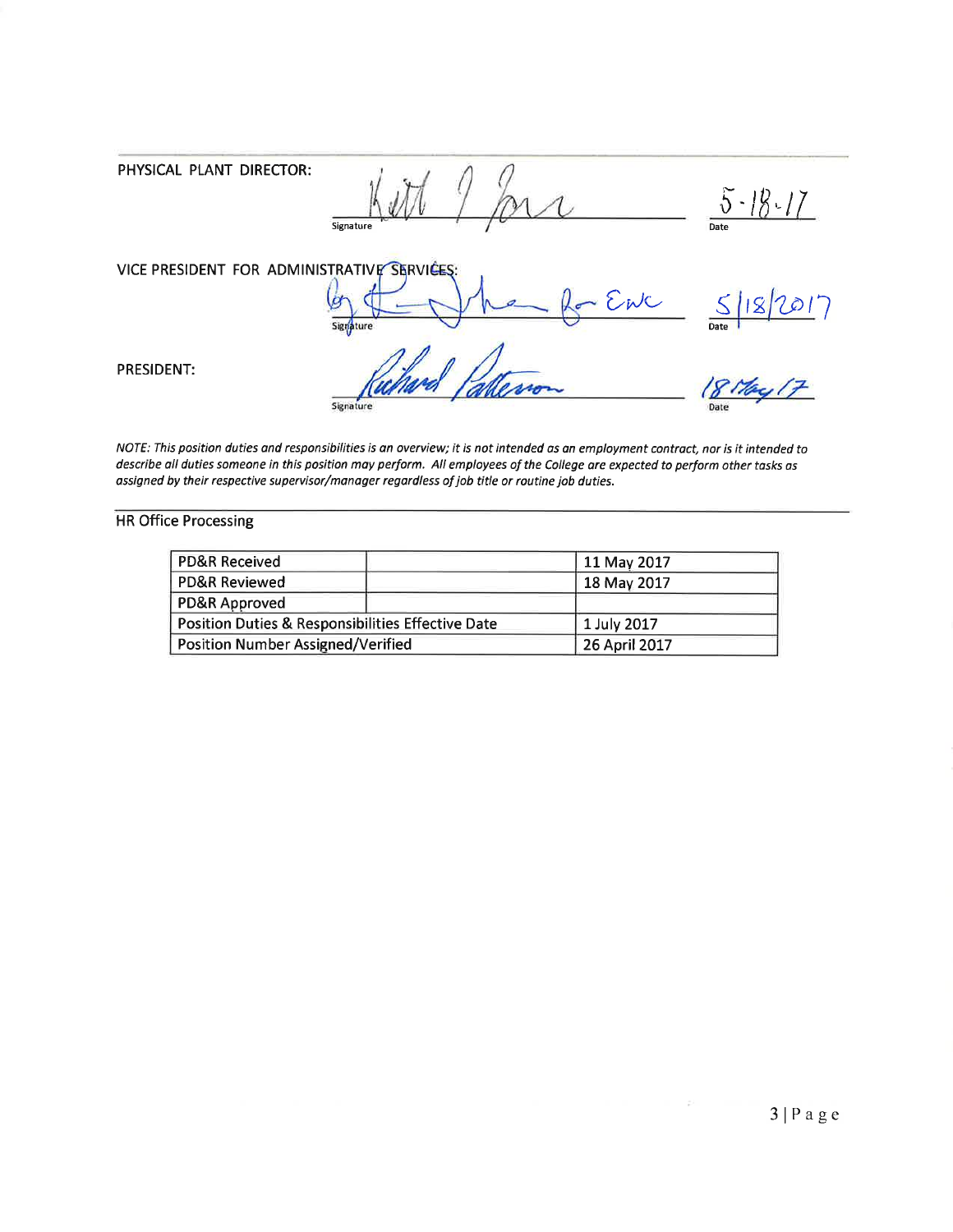PHYSICAL PLANT DIRECTOR: Keith J. [signature] 5-18-17

Signature Date

VICE PRESIDENT FOR ADMINISTRATIVE SERVICES: [signature] for EWC 5/18/2017

Signature Date

PRESIDENT: Richard Patterson 18 May 17

Signature Date

*NOTE: This position duties and responsibilities is an overview; it is not intended as an employment contract, nor is it intended to describe all duties someone in this position may perform. All employees of the College are expected to perform other tasks as assigned by their respective supervisor/manager regardless of job title or routine job duties.*

## HR Office Processing

| | | |
|---|---|---|
| PD&R Received | | 11 May 2017 |
| PD&R Reviewed | | 18 May 2017 |
| PD&R Approved | | |
| Position Duties & Responsibilities Effective Date | | 1 July 2017 |
| Position Number Assigned/Verified | | 26 April 2017 |